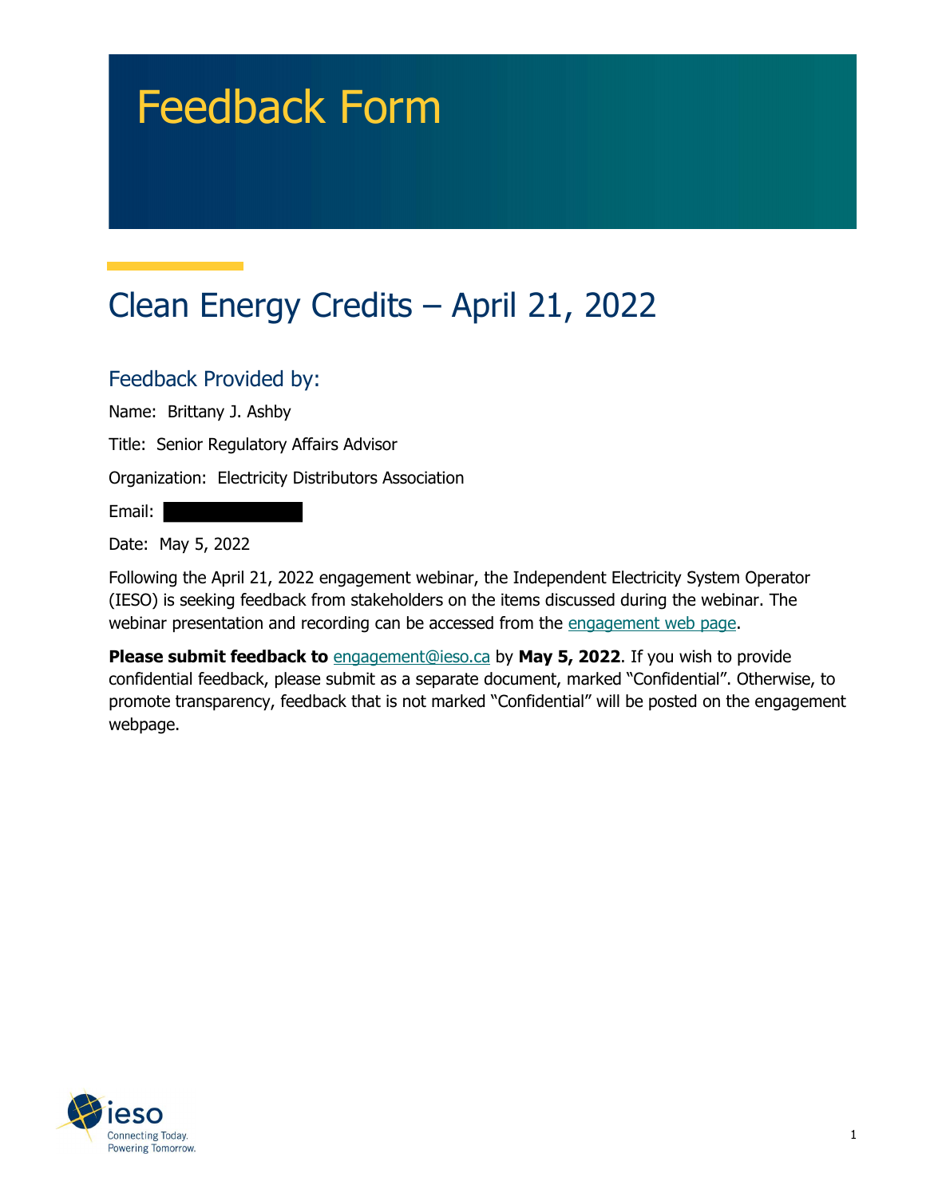# Feedback Form

## Clean Energy Credits – April 21, 2022

### Feedback Provided by:

Name: Brittany J. Ashby

Title: Senior Regulatory Affairs Advisor

Organization: Electricity Distributors Association

Email:

Date: May 5, 2022

Following the April 21, 2022 engagement webinar, the Independent Electricity System Operator (IESO) is seeking feedback from stakeholders on the items discussed during the webinar. The webinar presentation and recording can be accessed from the engagement web page.

**Please submit feedback to** engagement@ieso.ca by **May 5, 2022**. If you wish to provide confidential feedback, please submit as a separate document, marked "Confidential". Otherwise, to promote transparency, feedback that is not marked "Confidential" will be posted on the engagement webpage.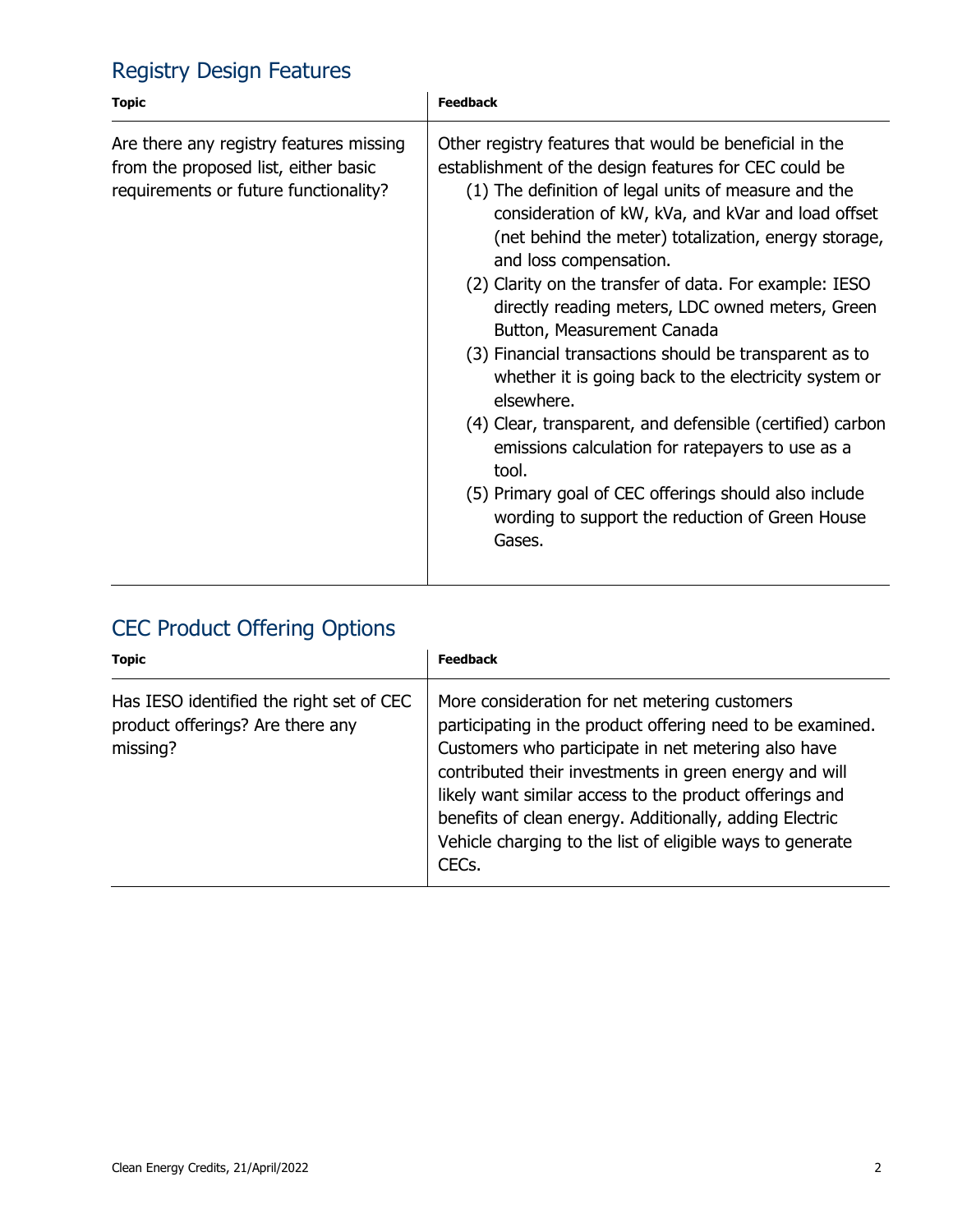## Registry Design Features

| Topic | Feedback |
| --- | --- |
| Are there any registry features missing from the proposed list, either basic requirements or future functionality? | Other registry features that would be beneficial in the establishment of the design features for CEC could be<br>(1) The definition of legal units of measure and the consideration of kW, kVa, and kVar and load offset (net behind the meter) totalization, energy storage, and loss compensation.<br>(2) Clarity on the transfer of data. For example: IESO directly reading meters, LDC owned meters, Green Button, Measurement Canada<br>(3) Financial transactions should be transparent as to whether it is going back to the electricity system or elsewhere.<br>(4) Clear, transparent, and defensible (certified) carbon emissions calculation for ratepayers to use as a tool.<br>(5) Primary goal of CEC offerings should also include wording to support the reduction of Green House Gases. |

## CEC Product Offering Options

| Topic | Feedback |
| --- | --- |
| Has IESO identified the right set of CEC product offerings? Are there any missing? | More consideration for net metering customers participating in the product offering need to be examined. Customers who participate in net metering also have contributed their investments in green energy and will likely want similar access to the product offerings and benefits of clean energy. Additionally, adding Electric Vehicle charging to the list of eligible ways to generate CECs. |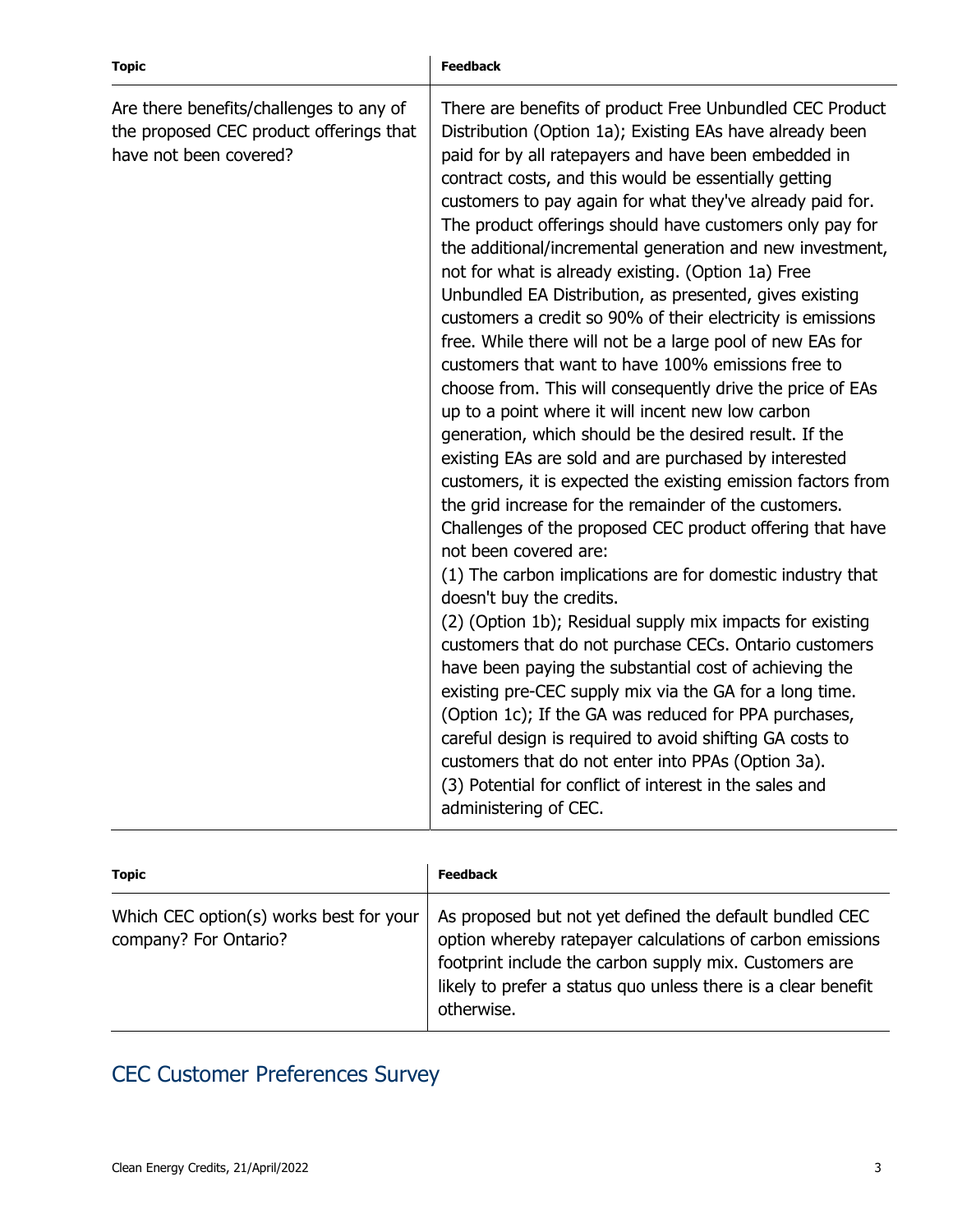| Topic | Feedback |
| --- | --- |
| Are there benefits/challenges to any of the proposed CEC product offerings that have not been covered? | There are benefits of product Free Unbundled CEC Product Distribution (Option 1a); Existing EAs have already been paid for by all ratepayers and have been embedded in contract costs, and this would be essentially getting customers to pay again for what they've already paid for. The product offerings should have customers only pay for the additional/incremental generation and new investment, not for what is already existing. (Option 1a) Free Unbundled EA Distribution, as presented, gives existing customers a credit so 90% of their electricity is emissions free. While there will not be a large pool of new EAs for customers that want to have 100% emissions free to choose from. This will consequently drive the price of EAs up to a point where it will incent new low carbon generation, which should be the desired result. If the existing EAs are sold and are purchased by interested customers, it is expected the existing emission factors from the grid increase for the remainder of the customers.<br>Challenges of the proposed CEC product offering that have not been covered are:<br>(1) The carbon implications are for domestic industry that doesn't buy the credits.<br>(2) (Option 1b); Residual supply mix impacts for existing customers that do not purchase CECs. Ontario customers have been paying the substantial cost of achieving the existing pre-CEC supply mix via the GA for a long time. (Option 1c); If the GA was reduced for PPA purchases, careful design is required to avoid shifting GA costs to customers that do not enter into PPAs (Option 3a).<br>(3) Potential for conflict of interest in the sales and administering of CEC. |

| Topic | Feedback |
| --- | --- |
| Which CEC option(s) works best for your company? For Ontario? | As proposed but not yet defined the default bundled CEC option whereby ratepayer calculations of carbon emissions footprint include the carbon supply mix. Customers are likely to prefer a status quo unless there is a clear benefit otherwise. |

## CEC Customer Preferences Survey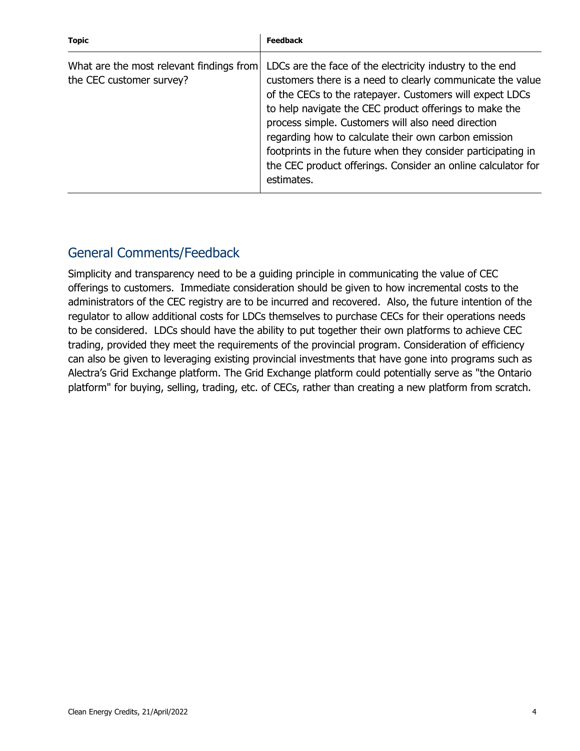| Topic | Feedback |
|---|---|
| What are the most relevant findings from the CEC customer survey? | LDCs are the face of the electricity industry to the end customers there is a need to clearly communicate the value of the CECs to the ratepayer. Customers will expect LDCs to help navigate the CEC product offerings to make the process simple. Customers will also need direction regarding how to calculate their own carbon emission footprints in the future when they consider participating in the CEC product offerings. Consider an online calculator for estimates. |

## General Comments/Feedback

Simplicity and transparency need to be a guiding principle in communicating the value of CEC offerings to customers. Immediate consideration should be given to how incremental costs to the administrators of the CEC registry are to be incurred and recovered. Also, the future intention of the regulator to allow additional costs for LDCs themselves to purchase CECs for their operations needs to be considered. LDCs should have the ability to put together their own platforms to achieve CEC trading, provided they meet the requirements of the provincial program. Consideration of efficiency can also be given to leveraging existing provincial investments that have gone into programs such as Alectra's Grid Exchange platform. The Grid Exchange platform could potentially serve as "the Ontario platform" for buying, selling, trading, etc. of CECs, rather than creating a new platform from scratch.